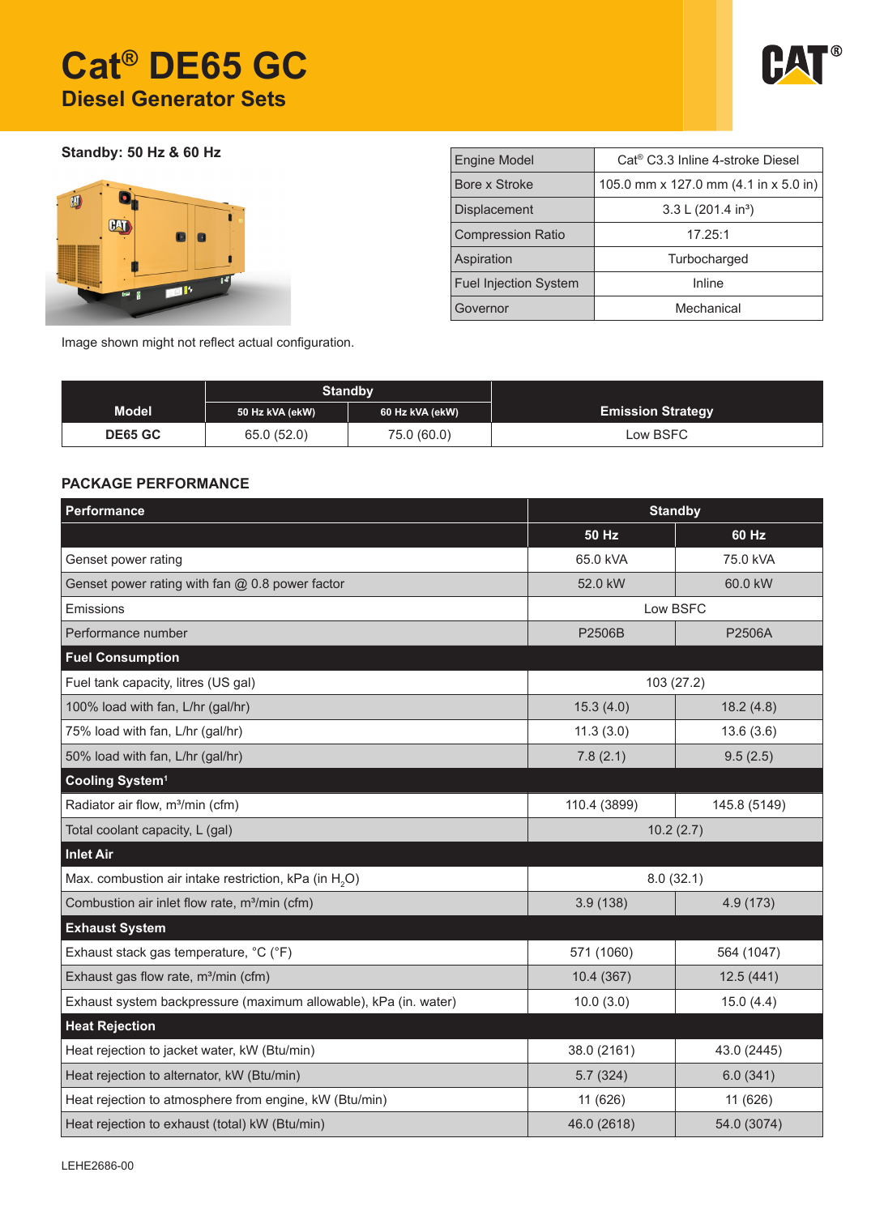# Cat® DE65 GC

## Diesel Generator Sets

**Standby: 50 Hz & 60 Hz**

Image shown might not reflect actual configuration.

| Engine Model | Cat® C3.3 Inline 4-stroke Diesel |
|---|---|
| Bore x Stroke | 105.0 mm x 127.0 mm (4.1 in x 5.0 in) |
| Displacement | 3.3 L (201.4 in³) |
| Compression Ratio | 17.25:1 |
| Aspiration | Turbocharged |
| Fuel Injection System | Inline |
| Governor | Mechanical |

| Model | Standby | | Emission Strategy |
|---|---|---|---|
| | 50 Hz kVA (ekW) | 60 Hz kVA (ekW) | |
| DE65 GC | 65.0 (52.0) | 75.0 (60.0) | Low BSFC |

### PACKAGE PERFORMANCE

| Performance | Standby | |
|---|---|---|
| | 50 Hz | 60 Hz |
| Genset power rating | 65.0 kVA | 75.0 kVA |
| Genset power rating with fan @ 0.8 power factor | 52.0 kW | 60.0 kW |
| Emissions | Low BSFC | |
| Performance number | P2506B | P2506A |
| **Fuel Consumption** | | |
| Fuel tank capacity, litres (US gal) | 103 (27.2) | |
| 100% load with fan, L/hr (gal/hr) | 15.3 (4.0) | 18.2 (4.8) |
| 75% load with fan, L/hr (gal/hr) | 11.3 (3.0) | 13.6 (3.6) |
| 50% load with fan, L/hr (gal/hr) | 7.8 (2.1) | 9.5 (2.5) |
| **Cooling System[1]** | | |
| Radiator air flow, m³/min (cfm) | 110.4 (3899) | 145.8 (5149) |
| Total coolant capacity, L (gal) | 10.2 (2.7) | |
| **Inlet Air** | | |
| Max. combustion air intake restriction, kPa (in $H_2O$) | 8.0 (32.1) | |
| Combustion air inlet flow rate, m³/min (cfm) | 3.9 (138) | 4.9 (173) |
| **Exhaust System** | | |
| Exhaust stack gas temperature, °C (°F) | 571 (1060) | 564 (1047) |
| Exhaust gas flow rate, m³/min (cfm) | 10.4 (367) | 12.5 (441) |
| Exhaust system backpressure (maximum allowable), kPa (in. water) | 10.0 (3.0) | 15.0 (4.4) |
| **Heat Rejection** | | |
| Heat rejection to jacket water, kW (Btu/min) | 38.0 (2161) | 43.0 (2445) |
| Heat rejection to alternator, kW (Btu/min) | 5.7 (324) | 6.0 (341) |
| Heat rejection to atmosphere from engine, kW (Btu/min) | 11 (626) | 11 (626) |
| Heat rejection to exhaust (total) kW (Btu/min) | 46.0 (2618) | 54.0 (3074) |

LEHE2686-00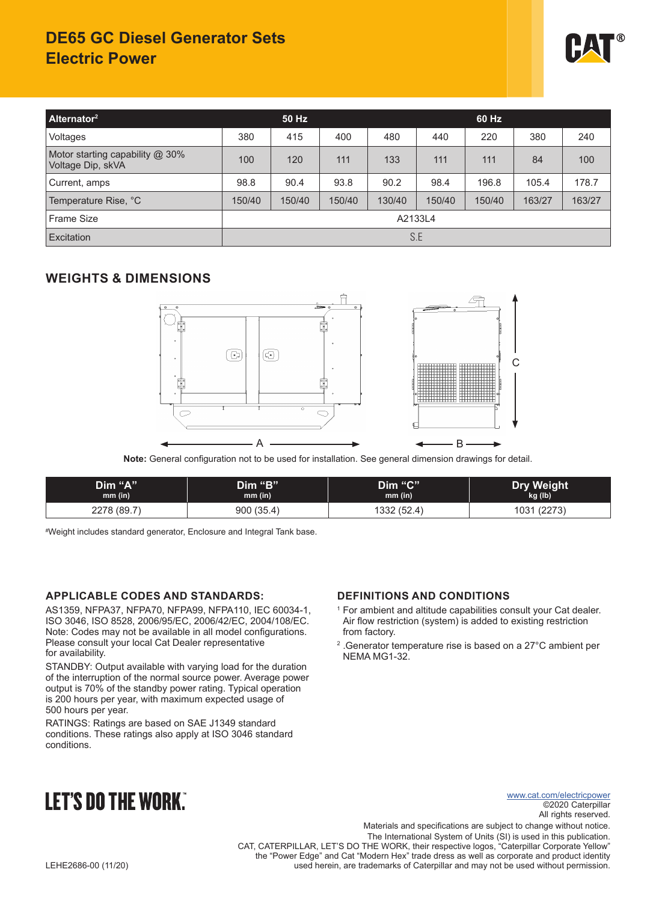# DE65 GC Diesel Generator Sets
# Electric Power

| Alternator[2] | 50 Hz | | | 60 Hz | | | | |
|---|---|---|---|---|---|---|---|---|
| Voltages | 380 | 415 | 400 | 480 | 440 | 220 | 380 | 240 |
| Motor starting capability @ 30% Voltage Dip, skVA | 100 | 120 | 111 | 133 | 111 | 111 | 84 | 100 |
| Current, amps | 98.8 | 90.4 | 93.8 | 90.2 | 98.4 | 196.8 | 105.4 | 178.7 |
| Temperature Rise, °C | 150/40 | 150/40 | 150/40 | 130/40 | 150/40 | 150/40 | 163/27 | 163/27 |
| Frame Size | A2133L4 | | | | | | | |
| Excitation | S.E | | | | | | | |

## WEIGHTS & DIMENSIONS

A

B

C

**Note:** General configuration not to be used for installation. See general dimension drawings for detail.

| Dim "A" mm (in) | Dim "B" mm (in) | Dim "C" mm (in) | Dry Weight kg (lb) |
|---|---|---|---|
| 2278 (89.7) | 900 (35.4) | 1332 (52.4) | 1031 (2273) |

#Weight includes standard generator, Enclosure and Integral Tank base.

## APPLICABLE CODES AND STANDARDS:

AS1359, NFPA37, NFPA70, NFPA99, NFPA110, IEC 60034-1, ISO 3046, ISO 8528, 2006/95/EC, 2006/42/EC, 2004/108/EC. Note: Codes may not be available in all model configurations. Please consult your local Cat Dealer representative for availability.

STANDBY: Output available with varying load for the duration of the interruption of the normal source power. Average power output is 70% of the standby power rating. Typical operation is 200 hours per year, with maximum expected usage of 500 hours per year.

RATINGS: Ratings are based on SAE J1349 standard conditions. These ratings also apply at ISO 3046 standard conditions.

## DEFINITIONS AND CONDITIONS

[1] For ambient and altitude capabilities consult your Cat dealer. Air flow restriction (system) is added to existing restriction from factory.

[2] .Generator temperature rise is based on a 27°C ambient per NEMA MG1-32.

LET'S DO THE WORK.

www.cat.com/electricpower
©2020 Caterpillar
All rights reserved.

Materials and specifications are subject to change without notice.
The International System of Units (SI) is used in this publication.
CAT, CATERPILLAR, LET'S DO THE WORK, their respective logos, "Caterpillar Corporate Yellow" the "Power Edge" and Cat "Modern Hex" trade dress as well as corporate and product identity used herein, are trademarks of Caterpillar and may not be used without permission.

LEHE2686-00 (11/20)